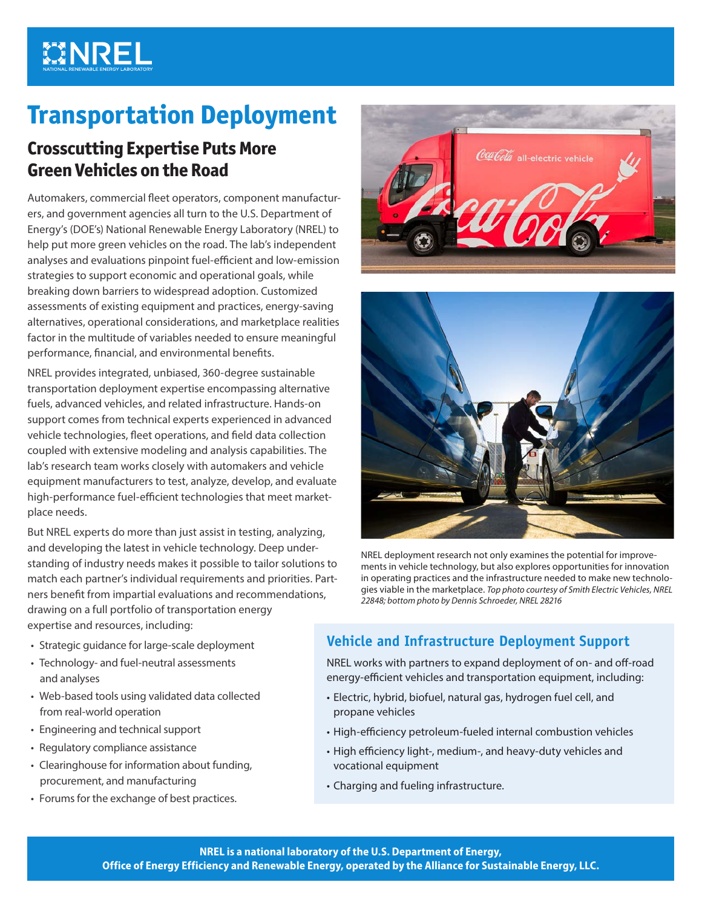# Transportation Deployment

## Crosscutting Expertise Puts More Green Vehicles on the Road

Automakers, commercial fleet operators, component manufacturers, and government agencies all turn to the U.S. Department of Energy's (DOE's) National Renewable Energy Laboratory (NREL) to help put more green vehicles on the road. The lab's independent analyses and evaluations pinpoint fuel-efficient and low-emission strategies to support economic and operational goals, while breaking down barriers to widespread adoption. Customized assessments of existing equipment and practices, energy-saving alternatives, operational considerations, and marketplace realities factor in the multitude of variables needed to ensure meaningful performance, financial, and environmental benefits.

NREL provides integrated, unbiased, 360-degree sustainable transportation deployment expertise encompassing alternative fuels, advanced vehicles, and related infrastructure. Hands-on support comes from technical experts experienced in advanced vehicle technologies, fleet operations, and field data collection coupled with extensive modeling and analysis capabilities. The lab's research team works closely with automakers and vehicle equipment manufacturers to test, analyze, develop, and evaluate high-performance fuel-efficient technologies that meet marketplace needs.

But NREL experts do more than just assist in testing, analyzing, and developing the latest in vehicle technology. Deep understanding of industry needs makes it possible to tailor solutions to match each partner's individual requirements and priorities. Partners benefit from impartial evaluations and recommendations, drawing on a full portfolio of transportation energy expertise and resources, including:

- Strategic guidance for large-scale deployment
- Technology- and fuel-neutral assessments and analyses
- Web-based tools using validated data collected from real-world operation
- Engineering and technical support
- Regulatory compliance assistance
- Clearinghouse for information about funding, procurement, and manufacturing
- Forums for the exchange of best practices.

NREL deployment research not only examines the potential for improvements in vehicle technology, but also explores opportunities for innovation in operating practices and the infrastructure needed to make new technologies viable in the marketplace. *Top photo courtesy of Smith Electric Vehicles, NREL 22848; bottom photo by Dennis Schroeder, NREL 28216*

### Vehicle and Infrastructure Deployment Support

NREL works with partners to expand deployment of on- and off-road energy-efficient vehicles and transportation equipment, including:

- Electric, hybrid, biofuel, natural gas, hydrogen fuel cell, and propane vehicles
- High-efficiency petroleum-fueled internal combustion vehicles
- High efficiency light-, medium-, and heavy-duty vehicles and vocational equipment
- Charging and fueling infrastructure.

**NREL is a national laboratory of the U.S. Department of Energy, Office of Energy Efficiency and Renewable Energy, operated by the Alliance for Sustainable Energy, LLC.**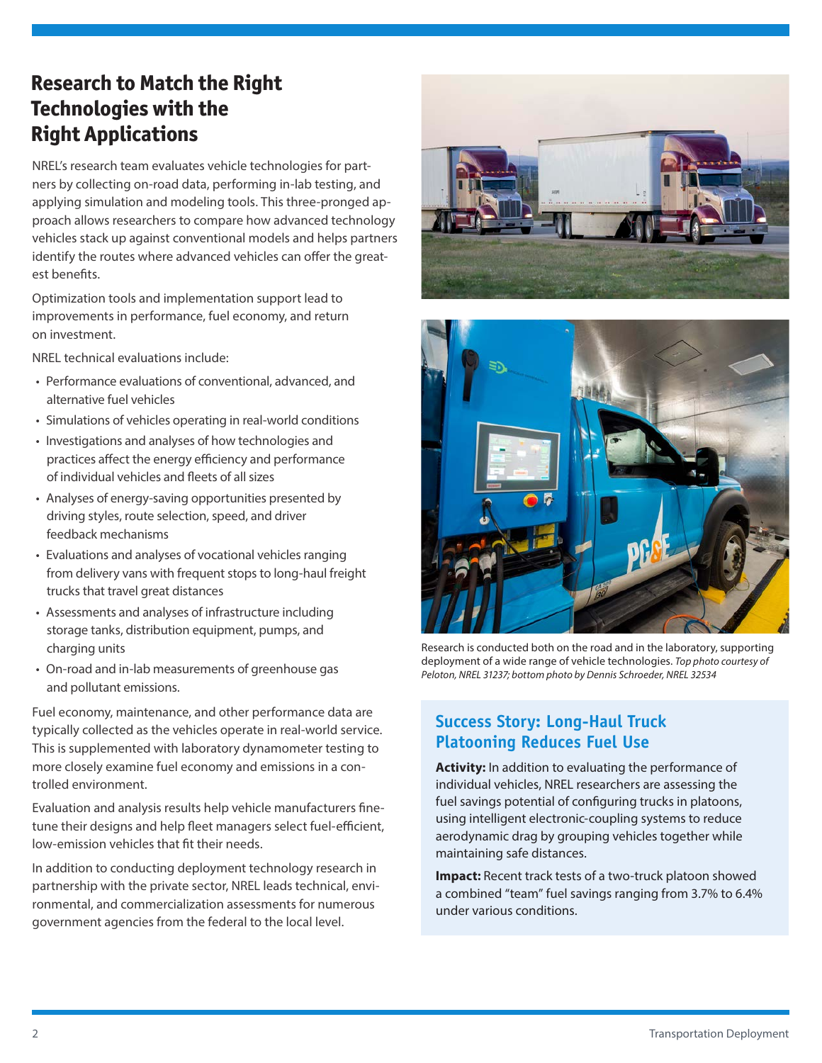## Research to Match the Right Technologies with the Right Applications

NREL's research team evaluates vehicle technologies for partners by collecting on-road data, performing in-lab testing, and applying simulation and modeling tools. This three-pronged approach allows researchers to compare how advanced technology vehicles stack up against conventional models and helps partners identify the routes where advanced vehicles can offer the greatest benefits.

Optimization tools and implementation support lead to improvements in performance, fuel economy, and return on investment.

NREL technical evaluations include:

- Performance evaluations of conventional, advanced, and alternative fuel vehicles
- Simulations of vehicles operating in real-world conditions
- Investigations and analyses of how technologies and practices affect the energy efficiency and performance of individual vehicles and fleets of all sizes
- Analyses of energy-saving opportunities presented by driving styles, route selection, speed, and driver feedback mechanisms
- Evaluations and analyses of vocational vehicles ranging from delivery vans with frequent stops to long-haul freight trucks that travel great distances
- Assessments and analyses of infrastructure including storage tanks, distribution equipment, pumps, and charging units
- On-road and in-lab measurements of greenhouse gas and pollutant emissions.

Fuel economy, maintenance, and other performance data are typically collected as the vehicles operate in real-world service. This is supplemented with laboratory dynamometer testing to more closely examine fuel economy and emissions in a controlled environment.

Evaluation and analysis results help vehicle manufacturers fine-tune their designs and help fleet managers select fuel-efficient, low-emission vehicles that fit their needs.

In addition to conducting deployment technology research in partnership with the private sector, NREL leads technical, environmental, and commercialization assessments for numerous government agencies from the federal to the local level.

Research is conducted both on the road and in the laboratory, supporting deployment of a wide range of vehicle technologies. *Top photo courtesy of Peloton, NREL 31237; bottom photo by Dennis Schroeder, NREL 32534*

### Success Story: Long-Haul Truck Platooning Reduces Fuel Use

**Activity:** In addition to evaluating the performance of individual vehicles, NREL researchers are assessing the fuel savings potential of configuring trucks in platoons, using intelligent electronic-coupling systems to reduce aerodynamic drag by grouping vehicles together while maintaining safe distances.

**Impact:** Recent track tests of a two-truck platoon showed a combined "team" fuel savings ranging from 3.7% to 6.4% under various conditions.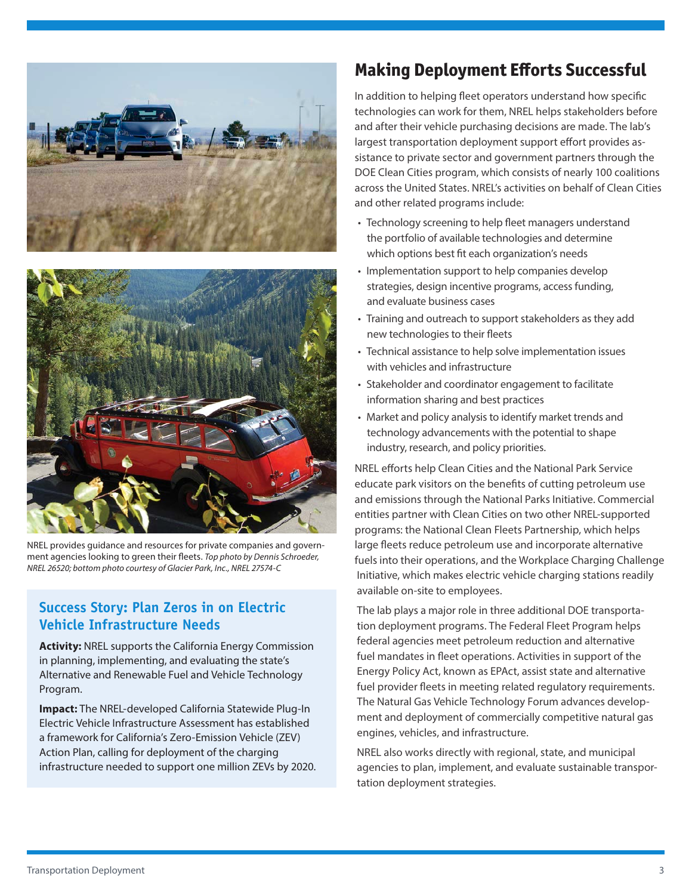NREL provides guidance and resources for private companies and government agencies looking to green their fleets. *Top photo by Dennis Schroeder, NREL 26520; bottom photo courtesy of Glacier Park, Inc., NREL 27574-C*

### Success Story: Plan Zeros in on Electric Vehicle Infrastructure Needs

**Activity:** NREL supports the California Energy Commission in planning, implementing, and evaluating the state's Alternative and Renewable Fuel and Vehicle Technology Program.

**Impact:** The NREL-developed California Statewide Plug-In Electric Vehicle Infrastructure Assessment has established a framework for California's Zero-Emission Vehicle (ZEV) Action Plan, calling for deployment of the charging infrastructure needed to support one million ZEVs by 2020.

## Making Deployment Efforts Successful

In addition to helping fleet operators understand how specific technologies can work for them, NREL helps stakeholders before and after their vehicle purchasing decisions are made. The lab's largest transportation deployment support effort provides assistance to private sector and government partners through the DOE Clean Cities program, which consists of nearly 100 coalitions across the United States. NREL's activities on behalf of Clean Cities and other related programs include:

- Technology screening to help fleet managers understand the portfolio of available technologies and determine which options best fit each organization's needs
- Implementation support to help companies develop strategies, design incentive programs, access funding, and evaluate business cases
- Training and outreach to support stakeholders as they add new technologies to their fleets
- Technical assistance to help solve implementation issues with vehicles and infrastructure
- Stakeholder and coordinator engagement to facilitate information sharing and best practices
- Market and policy analysis to identify market trends and technology advancements with the potential to shape industry, research, and policy priorities.

NREL efforts help Clean Cities and the National Park Service educate park visitors on the benefits of cutting petroleum use and emissions through the National Parks Initiative. Commercial entities partner with Clean Cities on two other NREL-supported programs: the National Clean Fleets Partnership, which helps large fleets reduce petroleum use and incorporate alternative fuels into their operations, and the Workplace Charging Challenge Initiative, which makes electric vehicle charging stations readily available on-site to employees.

The lab plays a major role in three additional DOE transportation deployment programs. The Federal Fleet Program helps federal agencies meet petroleum reduction and alternative fuel mandates in fleet operations. Activities in support of the Energy Policy Act, known as EPAct, assist state and alternative fuel provider fleets in meeting related regulatory requirements. The Natural Gas Vehicle Technology Forum advances development and deployment of commercially competitive natural gas engines, vehicles, and infrastructure.

NREL also works directly with regional, state, and municipal agencies to plan, implement, and evaluate sustainable transportation deployment strategies.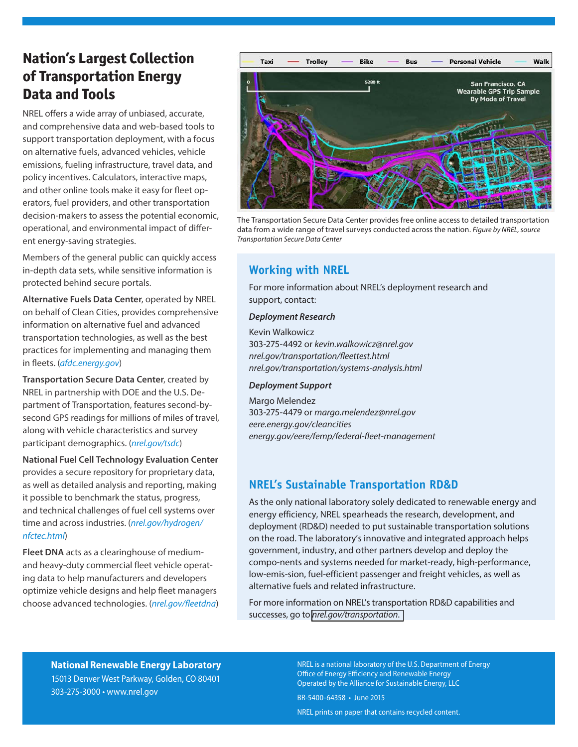## Nation's Largest Collection of Transportation Energy Data and Tools

NREL offers a wide array of unbiased, accurate, and comprehensive data and web-based tools to support transportation deployment, with a focus on alternative fuels, advanced vehicles, vehicle emissions, fueling infrastructure, travel data, and policy incentives. Calculators, interactive maps, and other online tools make it easy for fleet operators, fuel providers, and other transportation decision-makers to assess the potential economic, operational, and environmental impact of different energy-saving strategies.

Members of the general public can quickly access in-depth data sets, while sensitive information is protected behind secure portals.

**Alternative Fuels Data Center**, operated by NREL on behalf of Clean Cities, provides comprehensive information on alternative fuel and advanced transportation technologies, as well as the best practices for implementing and managing them in fleets. (*afdc.energy.gov*)

**Transportation Secure Data Center**, created by NREL in partnership with DOE and the U.S. Department of Transportation, features second-by-second GPS readings for millions of miles of travel, along with vehicle characteristics and survey participant demographics. (*nrel.gov/tsdc*)

**National Fuel Cell Technology Evaluation Center** provides a secure repository for proprietary data, as well as detailed analysis and reporting, making it possible to benchmark the status, progress, and technical challenges of fuel cell systems over time and across industries. (*nrel.gov/hydrogen/nfctec.html*)

**Fleet DNA** acts as a clearinghouse of medium- and heavy-duty commercial fleet vehicle operating data to help manufacturers and developers optimize vehicle designs and help fleet managers choose advanced technologies. (*nrel.gov/fleetdna*)

Taxi
Trolley
Bike
Bus
Personal Vehicle
Walk
0
5280 ft
San Francisco, CA
Wearable GPS Trip Sample
By Mode of Travel

The Transportation Secure Data Center provides free online access to detailed transportation data from a wide range of travel surveys conducted across the nation. *Figure by NREL, source Transportation Secure Data Center*

### Working with NREL

For more information about NREL's deployment research and support, contact:

***Deployment Research***

Kevin Walkowicz
303-275-4492 or *kevin.walkowicz@nrel.gov*
*nrel.gov/transportation/fleettest.html*
*nrel.gov/transportation/systems-analysis.html*

***Deployment Support***

Margo Melendez
303-275-4479 or *margo.melendez@nrel.gov*
*eere.energy.gov/cleancities*
*energy.gov/eere/femp/federal-fleet-management*

### NREL's Sustainable Transportation RD&D

As the only national laboratory solely dedicated to renewable energy and energy efficiency, NREL spearheads the research, development, and deployment (RD&D) needed to put sustainable transportation solutions on the road. The laboratory's innovative and integrated approach helps government, industry, and other partners develop and deploy the compo-nents and systems needed for market-ready, high-performance, low-emis-sion, fuel-efficient passenger and freight vehicles, as well as alternative fuels and related infrastructure.

For more information on NREL's transportation RD&D capabilities and successes, go to *nrel.gov/transportation.*

**National Renewable Energy Laboratory**
15013 Denver West Parkway, Golden, CO 80401
303-275-3000 • www.nrel.gov

NREL is a national laboratory of the U.S. Department of Energy
Office of Energy Efficiency and Renewable Energy
Operated by the Alliance for Sustainable Energy, LLC

BR-5400-64358 • June 2015

NREL prints on paper that contains recycled content.